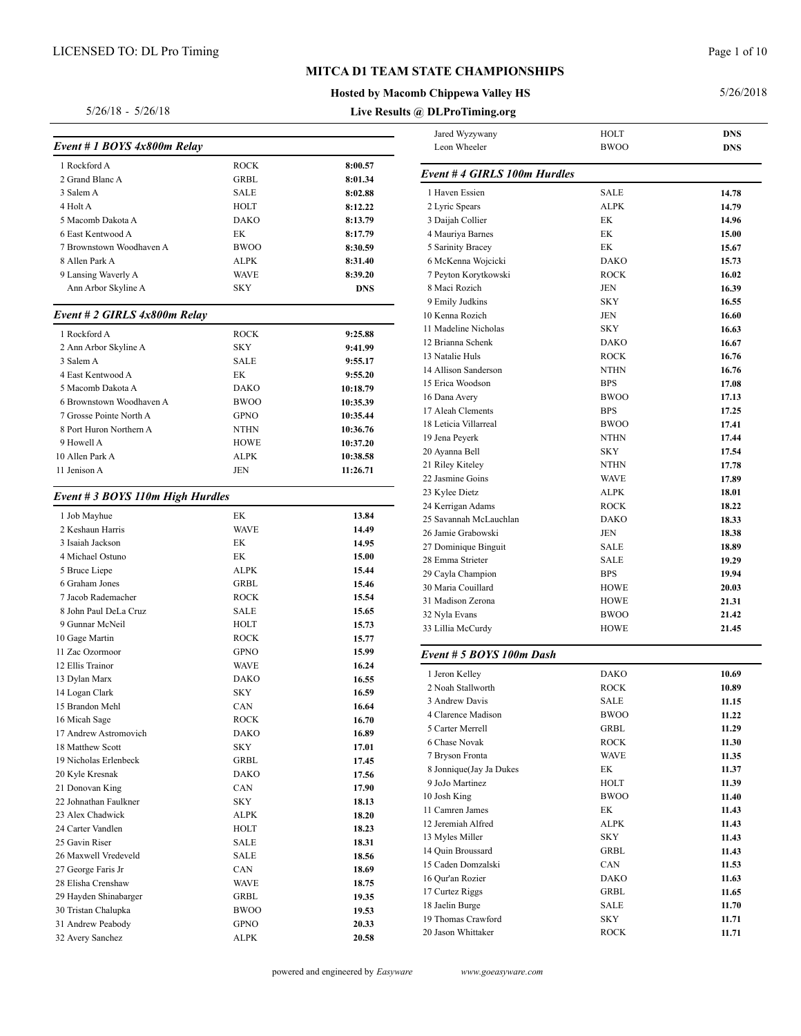LICENSED TO: DL Pro Timing

# MITCA D1 TEAM STATE CHAMPIONSHIPS

**Hosted by Macomb Chippewa Valley HS**

**Live Results @ DLProTiming.org**

5/26/18 - 5/26/18

5/26/2018

### *Event # 1 BOYS 4x800m Relay*

| Place | Team | Code | Time |
|---|---|---|---|
| 1 | Rockford A | ROCK | **8:00.57** |
| 2 | Grand Blanc A | GRBL | **8:01.34** |
| 3 | Salem A | SALE | **8:02.88** |
| 4 | Holt A | HOLT | **8:12.22** |
| 5 | Macomb Dakota A | DAKO | **8:13.79** |
| 6 | East Kentwood A | EK | **8:17.79** |
| 7 | Brownstown Woodhaven A | BWOO | **8:30.59** |
| 8 | Allen Park A | ALPK | **8:31.40** |
| 9 | Lansing Waverly A | WAVE | **8:39.20** |
| | Ann Arbor Skyline A | SKY | **DNS** |

### *Event # 2 GIRLS 4x800m Relay*

| Place | Team | Code | Time |
|---|---|---|---|
| 1 | Rockford A | ROCK | **9:25.88** |
| 2 | Ann Arbor Skyline A | SKY | **9:41.99** |
| 3 | Salem A | SALE | **9:55.17** |
| 4 | East Kentwood A | EK | **9:55.20** |
| 5 | Macomb Dakota A | DAKO | **10:18.79** |
| 6 | Brownstown Woodhaven A | BWOO | **10:35.39** |
| 7 | Grosse Pointe North A | GPNO | **10:35.44** |
| 8 | Port Huron Northern A | NTHN | **10:36.76** |
| 9 | Howell A | HOWE | **10:37.20** |
| 10 | Allen Park A | ALPK | **10:38.58** |
| 11 | Jenison A | JEN | **11:26.71** |

### *Event # 3 BOYS 110m High Hurdles*

| Place | Name | Team | Time |
|---|---|---|---|
| 1 | Job Mayhue | EK | **13.84** |
| 2 | Keshaun Harris | WAVE | **14.49** |
| 3 | Isaiah Jackson | EK | **14.95** |
| 4 | Michael Ostuno | EK | **15.00** |
| 5 | Bruce Liepe | ALPK | **15.44** |
| 6 | Graham Jones | GRBL | **15.46** |
| 7 | Jacob Rademacher | ROCK | **15.54** |
| 8 | John Paul DeLa Cruz | SALE | **15.65** |
| 9 | Gunnar McNeil | HOLT | **15.73** |
| 10 | Gage Martin | ROCK | **15.77** |
| 11 | Zac Ozormoor | GPNO | **15.99** |
| 12 | Ellis Trainor | WAVE | **16.24** |
| 13 | Dylan Marx | DAKO | **16.55** |
| 14 | Logan Clark | SKY | **16.59** |
| 15 | Brandon Mehl | CAN | **16.64** |
| 16 | Micah Sage | ROCK | **16.70** |
| 17 | Andrew Astromovich | DAKO | **16.89** |
| 18 | Matthew Scott | SKY | **17.01** |
| 19 | Nicholas Erlenbeck | GRBL | **17.45** |
| 20 | Kyle Kresnak | DAKO | **17.56** |
| 21 | Donovan King | CAN | **17.90** |
| 22 | Johnathan Faulkner | SKY | **18.13** |
| 23 | Alex Chadwick | ALPK | **18.20** |
| 24 | Carter Vandlen | HOLT | **18.23** |
| 25 | Gavin Riser | SALE | **18.31** |
| 26 | Maxwell Vredeveld | SALE | **18.56** |
| 27 | George Faris Jr | CAN | **18.69** |
| 28 | Elisha Crenshaw | WAVE | **18.75** |
| 29 | Hayden Shinabarger | GRBL | **19.35** |
| 30 | Tristan Chalupka | BWOO | **19.53** |
| 31 | Andrew Peabody | GPNO | **20.33** |
| 32 | Avery Sanchez | ALPK | **20.58** |
| | Jared Wyzywany | HOLT | **DNS** |
| | Leon Wheeler | BWOO | **DNS** |

### *Event # 4 GIRLS 100m Hurdles*

| Place | Name | Team | Time |
|---|---|---|---|
| 1 | Haven Essien | SALE | **14.78** |
| 2 | Lyric Spears | ALPK | **14.79** |
| 3 | Daijah Collier | EK | **14.96** |
| 4 | Mauriya Barnes | EK | **15.00** |
| 5 | Sarinity Bracey | EK | **15.67** |
| 6 | McKenna Wojcicki | DAKO | **15.73** |
| 7 | Peyton Korytkowski | ROCK | **16.02** |
| 8 | Maci Rozich | JEN | **16.39** |
| 9 | Emily Judkins | SKY | **16.55** |
| 10 | Kenna Rozich | JEN | **16.60** |
| 11 | Madeline Nicholas | SKY | **16.63** |
| 12 | Brianna Schenk | DAKO | **16.67** |
| 13 | Natalie Huls | ROCK | **16.76** |
| 14 | Allison Sanderson | NTHN | **16.76** |
| 15 | Erica Woodson | BPS | **17.08** |
| 16 | Dana Avery | BWOO | **17.13** |
| 17 | Aleah Clements | BPS | **17.25** |
| 18 | Leticia Villarreal | BWOO | **17.41** |
| 19 | Jena Peyerk | NTHN | **17.44** |
| 20 | Ayanna Bell | SKY | **17.54** |
| 21 | Riley Kiteley | NTHN | **17.78** |
| 22 | Jasmine Goins | WAVE | **17.89** |
| 23 | Kylee Dietz | ALPK | **18.01** |
| 24 | Kerrigan Adams | ROCK | **18.22** |
| 25 | Savannah McLauchlan | DAKO | **18.33** |
| 26 | Jamie Grabowski | JEN | **18.38** |
| 27 | Dominique Binguit | SALE | **18.89** |
| 28 | Emma Strieter | SALE | **19.29** |
| 29 | Cayla Champion | BPS | **19.94** |
| 30 | Maria Couillard | HOWE | **20.03** |
| 31 | Madison Zerona | HOWE | **21.31** |
| 32 | Nyla Evans | BWOO | **21.42** |
| 33 | Lillia McCurdy | HOWE | **21.45** |

### *Event # 5 BOYS 100m Dash*

| Place | Name | Team | Time |
|---|---|---|---|
| 1 | Jeron Kelley | DAKO | **10.69** |
| 2 | Noah Stallworth | ROCK | **10.89** |
| 3 | Andrew Davis | SALE | **11.15** |
| 4 | Clarence Madison | BWOO | **11.22** |
| 5 | Carter Merrell | GRBL | **11.29** |
| 6 | Chase Novak | ROCK | **11.30** |
| 7 | Bryson Fronta | WAVE | **11.35** |
| 8 | Jonnique(Jay Ja Dukes | EK | **11.37** |
| 9 | JoJo Martinez | HOLT | **11.39** |
| 10 | Josh King | BWOO | **11.40** |
| 11 | Camren James | EK | **11.43** |
| 12 | Jeremiah Alfred | ALPK | **11.43** |
| 13 | Myles Miller | SKY | **11.43** |
| 14 | Quin Broussard | GRBL | **11.43** |
| 15 | Caden Domzalski | CAN | **11.53** |
| 16 | Qur'an Rozier | DAKO | **11.63** |
| 17 | Curtez Riggs | GRBL | **11.65** |
| 18 | Jaelin Burge | SALE | **11.70** |
| 19 | Thomas Crawford | SKY | **11.71** |
| 20 | Jason Whittaker | ROCK | **11.71** |

powered and engineered by *Easyware* www.goeasyware.com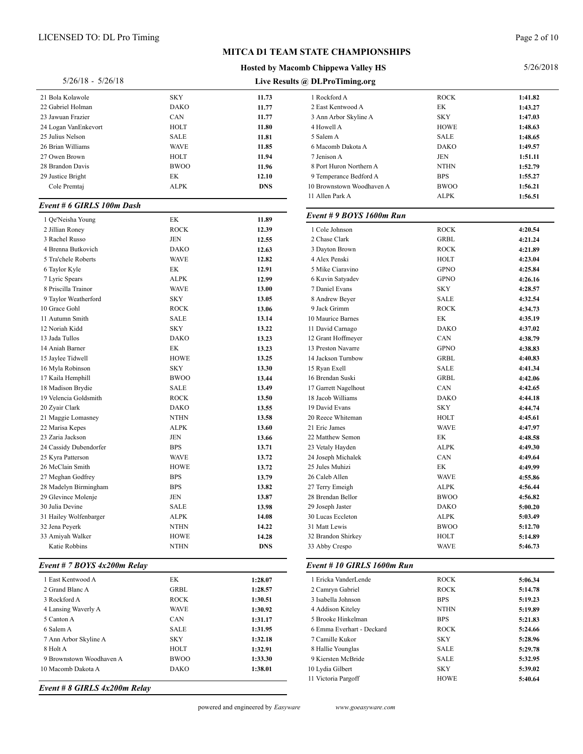**MITCA D1 TEAM STATE CHAMPIONSHIPS**

**Hosted by Macomb Chippewa Valley HS**

5/26/18 - 5/26/18 **Live Results @ DLProTiming.org**

| | | |
|---|---|---|
| 21 Bola Kolawole | SKY | **11.73** |
| 22 Gabriel Holman | DAKO | **11.77** |
| 23 Jawuan Frazier | CAN | **11.77** |
| 24 Logan VanEnkevort | HOLT | **11.80** |
| 25 Julius Nelson | SALE | **11.81** |
| 26 Brian Williams | WAVE | **11.85** |
| 27 Owen Brown | HOLT | **11.94** |
| 28 Brandon Davis | BWOO | **11.96** |
| 29 Justice Bright | EK | **12.10** |
| Cole Premtaj | ALPK | **DNS** |

### *Event # 6 GIRLS 100m Dash*

| | | |
|---|---|---|
| 1 Qe'Neisha Young | EK | **11.89** |
| 2 Jillian Roney | ROCK | **12.39** |
| 3 Rachel Russo | JEN | **12.55** |
| 4 Brenna Butkovich | DAKO | **12.63** |
| 5 Tra'chele Roberts | WAVE | **12.82** |
| 6 Taylor Kyle | EK | **12.91** |
| 7 Lyric Spears | ALPK | **12.99** |
| 8 Priscilla Trainor | WAVE | **13.00** |
| 9 Taylor Weatherford | SKY | **13.05** |
| 10 Grace Gohl | ROCK | **13.06** |
| 11 Autumn Smith | SALE | **13.14** |
| 12 Noriah Kidd | SKY | **13.22** |
| 13 Jada Tullos | DAKO | **13.23** |
| 14 Aniah Barner | EK | **13.23** |
| 15 Jaylee Tidwell | HOWE | **13.25** |
| 16 Myla Robinson | SKY | **13.30** |
| 17 Kaila Hemphill | BWOO | **13.44** |
| 18 Madison Brydie | SALE | **13.49** |
| 19 Velencia Goldsmith | ROCK | **13.50** |
| 20 Zyair Clark | DAKO | **13.55** |
| 21 Maggie Lomasney | NTHN | **13.58** |
| 22 Marisa Kepes | ALPK | **13.60** |
| 23 Zaria Jackson | JEN | **13.66** |
| 24 Cassidy Dubendorfer | BPS | **13.71** |
| 25 Kyra Patterson | WAVE | **13.72** |
| 26 McClain Smith | HOWE | **13.72** |
| 27 Meghan Godfrey | BPS | **13.79** |
| 28 Madelyn Birmingham | BPS | **13.82** |
| 29 Glevince Molenje | JEN | **13.87** |
| 30 Julia Devine | SALE | **13.98** |
| 31 Hailey Wolfenbarger | ALPK | **14.08** |
| 32 Jena Peyerk | NTHN | **14.22** |
| 33 Amiyah Walker | HOWE | **14.28** |
| Katie Robbins | NTHN | **DNS** |

### *Event # 7 BOYS 4x200m Relay*

| | | |
|---|---|---|
| 1 East Kentwood A | EK | **1:28.07** |
| 2 Grand Blanc A | GRBL | **1:28.57** |
| 3 Rockford A | ROCK | **1:30.51** |
| 4 Lansing Waverly A | WAVE | **1:30.92** |
| 5 Canton A | CAN | **1:31.17** |
| 6 Salem A | SALE | **1:31.95** |
| 7 Ann Arbor Skyline A | SKY | **1:32.18** |
| 8 Holt A | HOLT | **1:32.91** |
| 9 Brownstown Woodhaven A | BWOO | **1:33.30** |
| 10 Macomb Dakota A | DAKO | **1:38.01** |

### *Event # 8 GIRLS 4x200m Relay*

| | | |
|---|---|---|
| 1 Rockford A | ROCK | **1:41.82** |
| 2 East Kentwood A | EK | **1:43.27** |
| 3 Ann Arbor Skyline A | SKY | **1:47.03** |
| 4 Howell A | HOWE | **1:48.63** |
| 5 Salem A | SALE | **1:48.65** |
| 6 Macomb Dakota A | DAKO | **1:49.57** |
| 7 Jenison A | JEN | **1:51.11** |
| 8 Port Huron Northern A | NTHN | **1:52.79** |
| 9 Temperance Bedford A | BPS | **1:55.27** |
| 10 Brownstown Woodhaven A | BWOO | **1:56.21** |
| 11 Allen Park A | ALPK | **1:56.51** |

### *Event # 9 BOYS 1600m Run*

| | | |
|---|---|---|
| 1 Cole Johnson | ROCK | **4:20.54** |
| 2 Chase Clark | GRBL | **4:21.24** |
| 3 Dayton Brown | ROCK | **4:21.89** |
| 4 Alex Penski | HOLT | **4:23.04** |
| 5 Mike Ciaravino | GPNO | **4:25.84** |
| 6 Kuvin Satyadev | GPNO | **4:26.16** |
| 7 Daniel Evans | SKY | **4:28.57** |
| 8 Andrew Beyer | SALE | **4:32.54** |
| 9 Jack Grimm | ROCK | **4:34.73** |
| 10 Maurice Barnes | EK | **4:35.19** |
| 11 David Carnago | DAKO | **4:37.02** |
| 12 Grant Hoffmeyer | CAN | **4:38.79** |
| 13 Preston Navarre | GPNO | **4:38.83** |
| 14 Jackson Turnbow | GRBL | **4:40.83** |
| 15 Ryan Exell | SALE | **4:41.34** |
| 16 Brendan Suski | GRBL | **4:42.06** |
| 17 Garrett Nagelhout | CAN | **4:42.65** |
| 18 Jacob Williams | DAKO | **4:44.18** |
| 19 David Evans | SKY | **4:44.74** |
| 20 Reece Whiteman | HOLT | **4:45.61** |
| 21 Eric James | WAVE | **4:47.97** |
| 22 Matthew Semon | EK | **4:48.58** |
| 23 Vetaly Hayden | ALPK | **4:49.30** |
| 24 Joseph Michalek | CAN | **4:49.64** |
| 25 Jules Muhizi | EK | **4:49.99** |
| 26 Caleb Allen | WAVE | **4:55.86** |
| 27 Terry Emeigh | ALPK | **4:56.44** |
| 28 Brendan Bellor | BWOO | **4:56.82** |
| 29 Joseph Jaster | DAKO | **5:00.20** |
| 30 Lucas Eccleton | ALPK | **5:03.49** |
| 31 Matt Lewis | BWOO | **5:12.70** |
| 32 Brandon Shirkey | HOLT | **5:14.89** |
| 33 Abby Crespo | WAVE | **5:46.73** |

### *Event # 10 GIRLS 1600m Run*

| | | |
|---|---|---|
| 1 Ericka VanderLende | ROCK | **5:06.34** |
| 2 Camryn Gabriel | ROCK | **5:14.78** |
| 3 Isabella Johnson | BPS | **5:19.23** |
| 4 Addison Kiteley | NTHN | **5:19.89** |
| 5 Brooke Hinkelman | BPS | **5:21.83** |
| 6 Emma Everhart - Deckard | ROCK | **5:24.66** |
| 7 Camille Kukor | SKY | **5:28.96** |
| 8 Hallie Younglas | SALE | **5:29.78** |
| 9 Kiersten McBride | SALE | **5:32.95** |
| 10 Lydia Gilbert | SKY | **5:39.02** |
| 11 Victoria Pargoff | HOWE | **5:40.64** |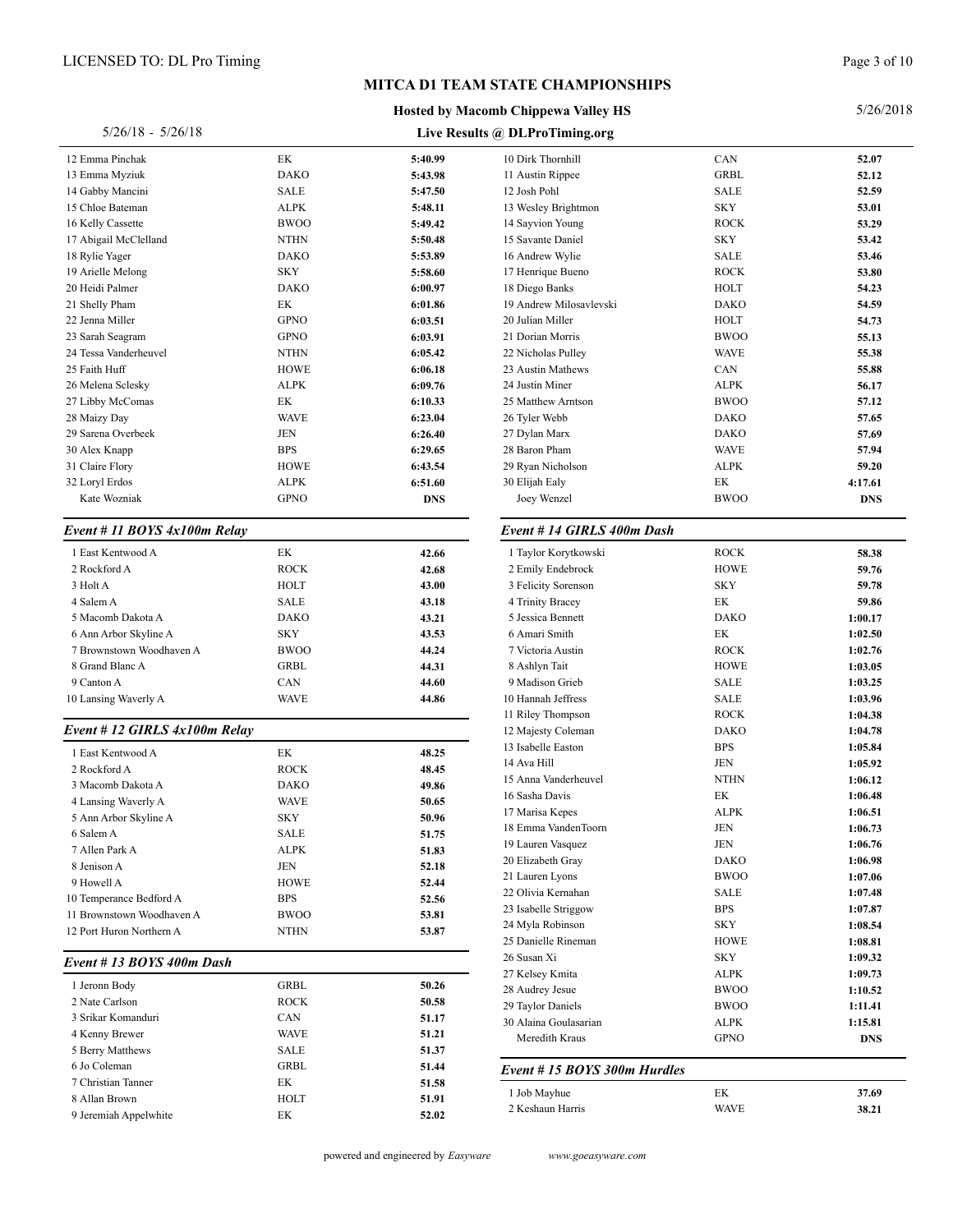## MITCA D1 TEAM STATE CHAMPIONSHIPS

**Hosted by Macomb Chippewa Valley HS**

5/26/18 - 5/26/18 — **Live Results @ DLProTiming.org** — 5/26/2018

| | | |
|---|---|---|
| 12 Emma Pinchak | EK | **5:40.99** |
| 13 Emma Myziuk | DAKO | **5:43.98** |
| 14 Gabby Mancini | SALE | **5:47.50** |
| 15 Chloe Bateman | ALPK | **5:48.11** |
| 16 Kelly Cassette | BWOO | **5:49.42** |
| 17 Abigail McClelland | NTHN | **5:50.48** |
| 18 Rylie Yager | DAKO | **5:53.89** |
| 19 Arielle Melong | SKY | **5:58.60** |
| 20 Heidi Palmer | DAKO | **6:00.97** |
| 21 Shelly Pham | EK | **6:01.86** |
| 22 Jenna Miller | GPNO | **6:03.51** |
| 23 Sarah Seagram | GPNO | **6:03.91** |
| 24 Tessa Vanderheuvel | NTHN | **6:05.42** |
| 25 Faith Huff | HOWE | **6:06.18** |
| 26 Melena Sclesky | ALPK | **6:09.76** |
| 27 Libby McComas | EK | **6:10.33** |
| 28 Maizy Day | WAVE | **6:23.04** |
| 29 Sarena Overbeek | JEN | **6:26.40** |
| 30 Alex Knapp | BPS | **6:29.65** |
| 31 Claire Flory | HOWE | **6:43.54** |
| 32 Loryl Erdos | ALPK | **6:51.60** |
| Kate Wozniak | GPNO | **DNS** |

### *Event # 11 BOYS 4x100m Relay*

| | | |
|---|---|---|
| 1 East Kentwood A | EK | **42.66** |
| 2 Rockford A | ROCK | **42.68** |
| 3 Holt A | HOLT | **43.00** |
| 4 Salem A | SALE | **43.18** |
| 5 Macomb Dakota A | DAKO | **43.21** |
| 6 Ann Arbor Skyline A | SKY | **43.53** |
| 7 Brownstown Woodhaven A | BWOO | **44.24** |
| 8 Grand Blanc A | GRBL | **44.31** |
| 9 Canton A | CAN | **44.60** |
| 10 Lansing Waverly A | WAVE | **44.86** |

### *Event # 12 GIRLS 4x100m Relay*

| | | |
|---|---|---|
| 1 East Kentwood A | EK | **48.25** |
| 2 Rockford A | ROCK | **48.45** |
| 3 Macomb Dakota A | DAKO | **49.86** |
| 4 Lansing Waverly A | WAVE | **50.65** |
| 5 Ann Arbor Skyline A | SKY | **50.96** |
| 6 Salem A | SALE | **51.75** |
| 7 Allen Park A | ALPK | **51.83** |
| 8 Jenison A | JEN | **52.18** |
| 9 Howell A | HOWE | **52.44** |
| 10 Temperance Bedford A | BPS | **52.56** |
| 11 Brownstown Woodhaven A | BWOO | **53.81** |
| 12 Port Huron Northern A | NTHN | **53.87** |

### *Event # 13 BOYS 400m Dash*

| | | |
|---|---|---|
| 1 Jeronn Body | GRBL | **50.26** |
| 2 Nate Carlson | ROCK | **50.58** |
| 3 Srikar Komanduri | CAN | **51.17** |
| 4 Kenny Brewer | WAVE | **51.21** |
| 5 Berry Matthews | SALE | **51.37** |
| 6 Jo Coleman | GRBL | **51.44** |
| 7 Christian Tanner | EK | **51.58** |
| 8 Allan Brown | HOLT | **51.91** |
| 9 Jeremiah Appelwhite | EK | **52.02** |
| 10 Dirk Thornhill | CAN | **52.07** |
| 11 Austin Rippee | GRBL | **52.12** |
| 12 Josh Pohl | SALE | **52.59** |
| 13 Wesley Brightmon | SKY | **53.01** |
| 14 Sayvion Young | ROCK | **53.29** |
| 15 Savante Daniel | SKY | **53.42** |
| 16 Andrew Wylie | SALE | **53.46** |
| 17 Henrique Bueno | ROCK | **53.80** |
| 18 Diego Banks | HOLT | **54.23** |
| 19 Andrew Milosavlevski | DAKO | **54.59** |
| 20 Julian Miller | HOLT | **54.73** |
| 21 Dorian Morris | BWOO | **55.13** |
| 22 Nicholas Pulley | WAVE | **55.38** |
| 23 Austin Mathews | CAN | **55.88** |
| 24 Justin Miner | ALPK | **56.17** |
| 25 Matthew Arntson | BWOO | **57.12** |
| 26 Tyler Webb | DAKO | **57.65** |
| 27 Dylan Marx | DAKO | **57.69** |
| 28 Baron Pham | WAVE | **57.94** |
| 29 Ryan Nicholson | ALPK | **59.20** |
| 30 Elijah Ealy | EK | **4:17.61** |
| Joey Wenzel | BWOO | **DNS** |

### *Event # 14 GIRLS 400m Dash*

| | | |
|---|---|---|
| 1 Taylor Korytkowski | ROCK | **58.38** |
| 2 Emily Endebrock | HOWE | **59.76** |
| 3 Felicity Sorenson | SKY | **59.78** |
| 4 Trinity Bracey | EK | **59.86** |
| 5 Jessica Bennett | DAKO | **1:00.17** |
| 6 Amari Smith | EK | **1:02.50** |
| 7 Victoria Austin | ROCK | **1:02.76** |
| 8 Ashlyn Tait | HOWE | **1:03.05** |
| 9 Madison Grieb | SALE | **1:03.25** |
| 10 Hannah Jeffress | SALE | **1:03.96** |
| 11 Riley Thompson | ROCK | **1:04.38** |
| 12 Majesty Coleman | DAKO | **1:04.78** |
| 13 Isabelle Easton | BPS | **1:05.84** |
| 14 Ava Hill | JEN | **1:05.92** |
| 15 Anna Vanderheuvel | NTHN | **1:06.12** |
| 16 Sasha Davis | EK | **1:06.48** |
| 17 Marisa Kepes | ALPK | **1:06.51** |
| 18 Emma VandenToorn | JEN | **1:06.73** |
| 19 Lauren Vasquez | JEN | **1:06.76** |
| 20 Elizabeth Gray | DAKO | **1:06.98** |
| 21 Lauren Lyons | BWOO | **1:07.06** |
| 22 Olivia Kernahan | SALE | **1:07.48** |
| 23 Isabelle Striggow | BPS | **1:07.87** |
| 24 Myla Robinson | SKY | **1:08.54** |
| 25 Danielle Rineman | HOWE | **1:08.81** |
| 26 Susan Xi | SKY | **1:09.32** |
| 27 Kelsey Kmita | ALPK | **1:09.73** |
| 28 Audrey Jesue | BWOO | **1:10.52** |
| 29 Taylor Daniels | BWOO | **1:11.41** |
| 30 Alaina Goulasarian | ALPK | **1:15.81** |
| Meredith Kraus | GPNO | **DNS** |

### *Event # 15 BOYS 300m Hurdles*

| | | |
|---|---|---|
| 1 Job Mayhue | EK | **37.69** |
| 2 Keshaun Harris | WAVE | **38.21** |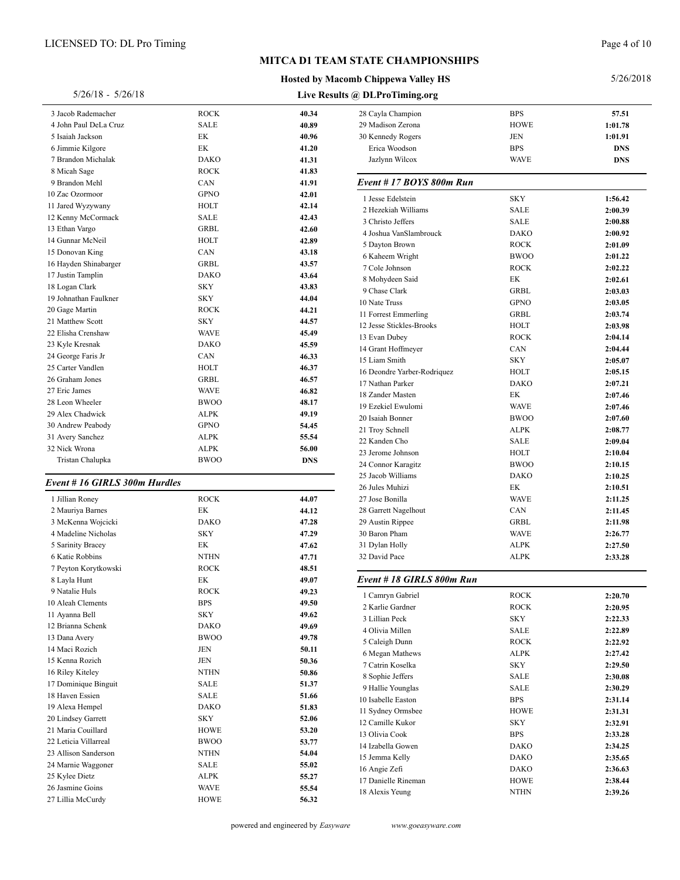# MITCA D1 TEAM STATE CHAMPIONSHIPS

**Hosted by Macomb Chippewa Valley HS**

**Live Results @ DLProTiming.org**

5/26/18 - 5/26/18

5/26/2018

| Place | Name | Team | Mark |
|---|---|---|---|
| 3 | Jacob Rademacher | ROCK | 40.34 |
| 4 | John Paul DeLa Cruz | SALE | 40.89 |
| 5 | Isaiah Jackson | EK | 40.96 |
| 6 | Jimmie Kilgore | EK | 41.20 |
| 7 | Brandon Michalak | DAKO | 41.31 |
| 8 | Micah Sage | ROCK | 41.83 |
| 9 | Brandon Mehl | CAN | 41.91 |
| 10 | Zac Ozormoor | GPNO | 42.01 |
| 11 | Jared Wyzywany | HOLT | 42.14 |
| 12 | Kenny McCormack | SALE | 42.43 |
| 13 | Ethan Vargo | GRBL | 42.60 |
| 14 | Gunnar McNeil | HOLT | 42.89 |
| 15 | Donovan King | CAN | 43.18 |
| 16 | Hayden Shinabarger | GRBL | 43.57 |
| 17 | Justin Tamplin | DAKO | 43.64 |
| 18 | Logan Clark | SKY | 43.83 |
| 19 | Johnathan Faulkner | SKY | 44.04 |
| 20 | Gage Martin | ROCK | 44.21 |
| 21 | Matthew Scott | SKY | 44.57 |
| 22 | Elisha Crenshaw | WAVE | 45.49 |
| 23 | Kyle Kresnak | DAKO | 45.59 |
| 24 | George Faris Jr | CAN | 46.33 |
| 25 | Carter Vandlen | HOLT | 46.37 |
| 26 | Graham Jones | GRBL | 46.57 |
| 27 | Eric James | WAVE | 46.82 |
| 28 | Leon Wheeler | BWOO | 48.17 |
| 29 | Alex Chadwick | ALPK | 49.19 |
| 30 | Andrew Peabody | GPNO | 54.45 |
| 31 | Avery Sanchez | ALPK | 55.54 |
| 32 | Nick Wrona | ALPK | 56.00 |
| | Tristan Chalupka | BWOO | DNS |

### *Event # 16 GIRLS 300m Hurdles*

| Place | Name | Team | Mark |
|---|---|---|---|
| 1 | Jillian Roney | ROCK | 44.07 |
| 2 | Mauriya Barnes | EK | 44.12 |
| 3 | McKenna Wojcicki | DAKO | 47.28 |
| 4 | Madeline Nicholas | SKY | 47.29 |
| 5 | Sarinity Bracey | EK | 47.62 |
| 6 | Katie Robbins | NTHN | 47.71 |
| 7 | Peyton Korytkowski | ROCK | 48.51 |
| 8 | Layla Hunt | EK | 49.07 |
| 9 | Natalie Huls | ROCK | 49.23 |
| 10 | Aleah Clements | BPS | 49.50 |
| 11 | Ayanna Bell | SKY | 49.62 |
| 12 | Brianna Schenk | DAKO | 49.69 |
| 13 | Dana Avery | BWOO | 49.78 |
| 14 | Maci Rozich | JEN | 50.11 |
| 15 | Kenna Rozich | JEN | 50.36 |
| 16 | Riley Kiteley | NTHN | 50.86 |
| 17 | Dominique Binguit | SALE | 51.37 |
| 18 | Haven Essien | SALE | 51.66 |
| 19 | Alexa Hempel | DAKO | 51.83 |
| 20 | Lindsey Garrett | SKY | 52.06 |
| 21 | Maria Couillard | HOWE | 53.20 |
| 22 | Leticia Villarreal | BWOO | 53.77 |
| 23 | Allison Sanderson | NTHN | 54.04 |
| 24 | Marnie Waggoner | SALE | 55.02 |
| 25 | Kylee Dietz | ALPK | 55.27 |
| 26 | Jasmine Goins | WAVE | 55.54 |
| 27 | Lillia McCurdy | HOWE | 56.32 |
| 28 | Cayla Champion | BPS | 57.51 |
| 29 | Madison Zerona | HOWE | 1:01.78 |
| 30 | Kennedy Rogers | JEN | 1:01.91 |
| | Erica Woodson | BPS | DNS |
| | Jazlynn Wilcox | WAVE | DNS |

### *Event # 17 BOYS 800m Run*

| Place | Name | Team | Mark |
|---|---|---|---|
| 1 | Jesse Edelstein | SKY | 1:56.42 |
| 2 | Hezekiah Williams | SALE | 2:00.39 |
| 3 | Christo Jeffers | SALE | 2:00.88 |
| 4 | Joshua VanSlambrouck | DAKO | 2:00.92 |
| 5 | Dayton Brown | ROCK | 2:01.09 |
| 6 | Kaheem Wright | BWOO | 2:01.22 |
| 7 | Cole Johnson | ROCK | 2:02.22 |
| 8 | Mohydeen Said | EK | 2:02.61 |
| 9 | Chase Clark | GRBL | 2:03.03 |
| 10 | Nate Truss | GPNO | 2:03.05 |
| 11 | Forrest Emmerling | GRBL | 2:03.74 |
| 12 | Jesse Stickles-Brooks | HOLT | 2:03.98 |
| 13 | Evan Dubey | ROCK | 2:04.14 |
| 14 | Grant Hoffmeyer | CAN | 2:04.44 |
| 15 | Liam Smith | SKY | 2:05.07 |
| 16 | Deondre Yarber-Rodriquez | HOLT | 2:05.15 |
| 17 | Nathan Parker | DAKO | 2:07.21 |
| 18 | Zander Masten | EK | 2:07.46 |
| 19 | Ezekiel Ewulomi | WAVE | 2:07.46 |
| 20 | Isaiah Bonner | BWOO | 2:07.60 |
| 21 | Troy Schnell | ALPK | 2:08.77 |
| 22 | Kanden Cho | SALE | 2:09.04 |
| 23 | Jerome Johnson | HOLT | 2:10.04 |
| 24 | Connor Karagitz | BWOO | 2:10.15 |
| 25 | Jacob Williams | DAKO | 2:10.25 |
| 26 | Jules Muhizi | EK | 2:10.51 |
| 27 | Jose Bonilla | WAVE | 2:11.25 |
| 28 | Garrett Nagelhout | CAN | 2:11.45 |
| 29 | Austin Rippee | GRBL | 2:11.98 |
| 30 | Baron Pham | WAVE | 2:26.77 |
| 31 | Dylan Holly | ALPK | 2:27.50 |
| 32 | David Pace | ALPK | 2:33.28 |

### *Event # 18 GIRLS 800m Run*

| Place | Name | Team | Mark |
|---|---|---|---|
| 1 | Camryn Gabriel | ROCK | 2:20.70 |
| 2 | Karlie Gardner | ROCK | 2:20.95 |
| 3 | Lillian Peck | SKY | 2:22.33 |
| 4 | Olivia Millen | SALE | 2:22.89 |
| 5 | Caleigh Dunn | ROCK | 2:22.92 |
| 6 | Megan Mathews | ALPK | 2:27.42 |
| 7 | Catrin Koselka | SKY | 2:29.50 |
| 8 | Sophie Jeffers | SALE | 2:30.08 |
| 9 | Hallie Younglas | SALE | 2:30.29 |
| 10 | Isabelle Easton | BPS | 2:31.14 |
| 11 | Sydney Ormsbee | HOWE | 2:31.31 |
| 12 | Camille Kukor | SKY | 2:32.91 |
| 13 | Olivia Cook | BPS | 2:33.28 |
| 14 | Izabella Gowen | DAKO | 2:34.25 |
| 15 | Jemma Kelly | DAKO | 2:35.65 |
| 16 | Angie Zefi | DAKO | 2:36.63 |
| 17 | Danielle Rineman | HOWE | 2:38.44 |
| 18 | Alexis Yeung | NTHN | 2:39.26 |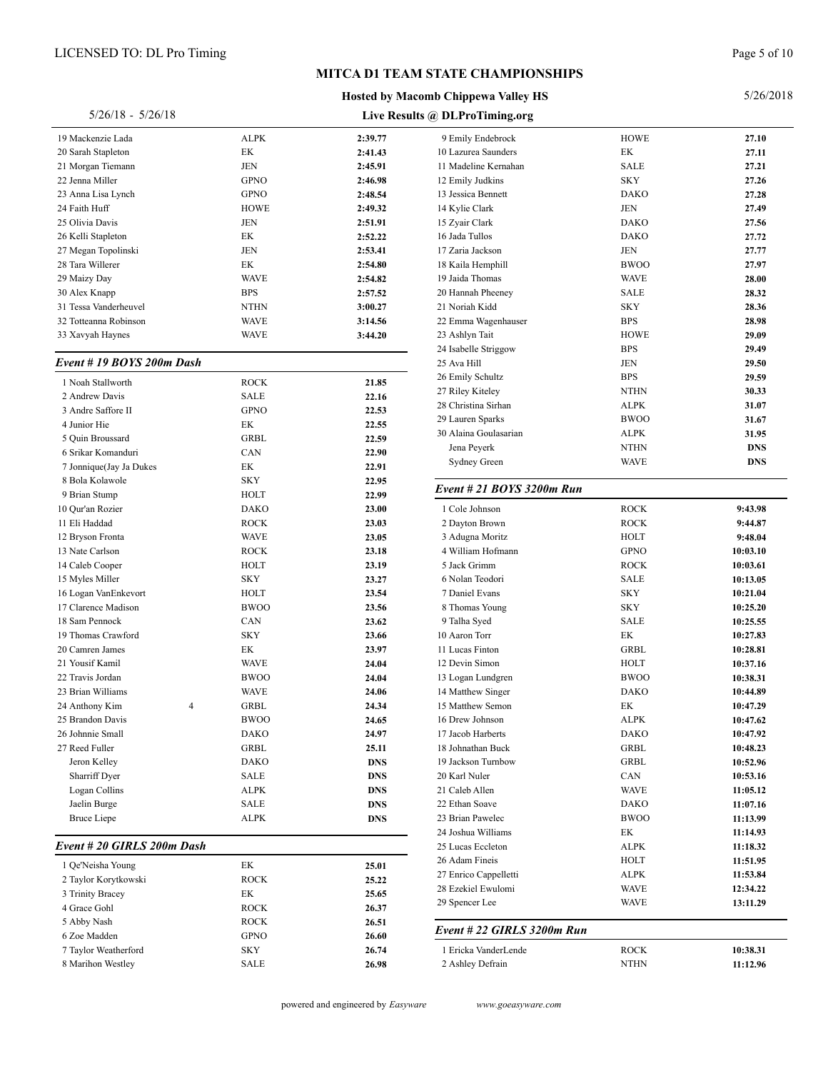# MITCA D1 TEAM STATE CHAMPIONSHIPS

**Hosted by Macomb Chippewa Valley HS**

5/26/18 - 5/26/18 **Live Results @ DLProTiming.org** 5/26/2018

| Place | Name | Team | Time |
|---|---|---|---|
| 19 | Mackenzie Lada | ALPK | **2:39.77** |
| 20 | Sarah Stapleton | EK | **2:41.43** |
| 21 | Morgan Tiemann | JEN | **2:45.91** |
| 22 | Jenna Miller | GPNO | **2:46.98** |
| 23 | Anna Lisa Lynch | GPNO | **2:48.54** |
| 24 | Faith Huff | HOWE | **2:49.32** |
| 25 | Olivia Davis | JEN | **2:51.91** |
| 26 | Kelli Stapleton | EK | **2:52.22** |
| 27 | Megan Topolinski | JEN | **2:53.41** |
| 28 | Tara Willerer | EK | **2:54.80** |
| 29 | Maizy Day | WAVE | **2:54.82** |
| 30 | Alex Knapp | BPS | **2:57.52** |
| 31 | Tessa Vanderheuvel | NTHN | **3:00.27** |
| 32 | Totteanna Robinson | WAVE | **3:14.56** |
| 33 | Xavyah Haynes | WAVE | **3:44.20** |

### *Event # 19 BOYS 200m Dash*

| Place | Name | Team | Time |
|---|---|---|---|
| 1 | Noah Stallworth | ROCK | **21.85** |
| 2 | Andrew Davis | SALE | **22.16** |
| 3 | Andre Saffore II | GPNO | **22.53** |
| 4 | Junior Hie | EK | **22.55** |
| 5 | Quin Broussard | GRBL | **22.59** |
| 6 | Srikar Komanduri | CAN | **22.90** |
| 7 | Jonnique(Jay Ja Dukes | EK | **22.91** |
| 8 | Bola Kolawole | SKY | **22.95** |
| 9 | Brian Stump | HOLT | **22.99** |
| 10 | Qur'an Rozier | DAKO | **23.00** |
| 11 | Eli Haddad | ROCK | **23.03** |
| 12 | Bryson Fronta | WAVE | **23.05** |
| 13 | Nate Carlson | ROCK | **23.18** |
| 14 | Caleb Cooper | HOLT | **23.19** |
| 15 | Myles Miller | SKY | **23.27** |
| 16 | Logan VanEnkevort | HOLT | **23.54** |
| 17 | Clarence Madison | BWOO | **23.56** |
| 18 | Sam Pennock | CAN | **23.62** |
| 19 | Thomas Crawford | SKY | **23.66** |
| 20 | Camren James | EK | **23.97** |
| 21 | Yousif Kamil | WAVE | **24.04** |
| 22 | Travis Jordan | BWOO | **24.04** |
| 23 | Brian Williams | WAVE | **24.06** |
| 24 | Anthony Kim 4 | GRBL | **24.34** |
| 25 | Brandon Davis | BWOO | **24.65** |
| 26 | Johnnie Small | DAKO | **24.97** |
| 27 | Reed Fuller | GRBL | **25.11** |
| | Jeron Kelley | DAKO | **DNS** |
| | Sharriff Dyer | SALE | **DNS** |
| | Logan Collins | ALPK | **DNS** |
| | Jaelin Burge | SALE | **DNS** |
| | Bruce Liepe | ALPK | **DNS** |

### *Event # 20 GIRLS 200m Dash*

| Place | Name | Team | Time |
|---|---|---|---|
| 1 | Qe'Neisha Young | EK | **25.01** |
| 2 | Taylor Korytkowski | ROCK | **25.22** |
| 3 | Trinity Bracey | EK | **25.65** |
| 4 | Grace Gohl | ROCK | **26.37** |
| 5 | Abby Nash | ROCK | **26.51** |
| 6 | Zoe Madden | GPNO | **26.60** |
| 7 | Taylor Weatherford | SKY | **26.74** |
| 8 | Marihon Westley | SALE | **26.98** |
| 9 | Emily Endebrock | HOWE | **27.10** |
| 10 | Lazurea Saunders | EK | **27.11** |
| 11 | Madeline Kernahan | SALE | **27.21** |
| 12 | Emily Judkins | SKY | **27.26** |
| 13 | Jessica Bennett | DAKO | **27.28** |
| 14 | Kylie Clark | JEN | **27.49** |
| 15 | Zyair Clark | DAKO | **27.56** |
| 16 | Jada Tullos | DAKO | **27.72** |
| 17 | Zaria Jackson | JEN | **27.77** |
| 18 | Kaila Hemphill | BWOO | **27.97** |
| 19 | Jaida Thomas | WAVE | **28.00** |
| 20 | Hannah Pheeney | SALE | **28.32** |
| 21 | Noriah Kidd | SKY | **28.36** |
| 22 | Emma Wagenhauser | BPS | **28.98** |
| 23 | Ashlyn Tait | HOWE | **29.09** |
| 24 | Isabelle Striggow | BPS | **29.49** |
| 25 | Ava Hill | JEN | **29.50** |
| 26 | Emily Schultz | BPS | **29.59** |
| 27 | Riley Kiteley | NTHN | **30.33** |
| 28 | Christina Sirhan | ALPK | **31.07** |
| 29 | Lauren Sparks | BWOO | **31.67** |
| 30 | Alaina Goulasarian | ALPK | **31.95** |
| | Jena Peyerk | NTHN | **DNS** |
| | Sydney Green | WAVE | **DNS** |

### *Event # 21 BOYS 3200m Run*

| Place | Name | Team | Time |
|---|---|---|---|
| 1 | Cole Johnson | ROCK | **9:43.98** |
| 2 | Dayton Brown | ROCK | **9:44.87** |
| 3 | Adugna Moritz | HOLT | **9:48.04** |
| 4 | William Hofmann | GPNO | **10:03.10** |
| 5 | Jack Grimm | ROCK | **10:03.61** |
| 6 | Nolan Teodori | SALE | **10:13.05** |
| 7 | Daniel Evans | SKY | **10:21.04** |
| 8 | Thomas Young | SKY | **10:25.20** |
| 9 | Talha Syed | SALE | **10:25.55** |
| 10 | Aaron Torr | EK | **10:27.83** |
| 11 | Lucas Finton | GRBL | **10:28.81** |
| 12 | Devin Simon | HOLT | **10:37.16** |
| 13 | Logan Lundgren | BWOO | **10:38.31** |
| 14 | Matthew Singer | DAKO | **10:44.89** |
| 15 | Matthew Semon | EK | **10:47.29** |
| 16 | Drew Johnson | ALPK | **10:47.62** |
| 17 | Jacob Harberts | DAKO | **10:47.92** |
| 18 | Johnathan Buck | GRBL | **10:48.23** |
| 19 | Jackson Turnbow | GRBL | **10:52.96** |
| 20 | Karl Nuler | CAN | **10:53.16** |
| 21 | Caleb Allen | WAVE | **11:05.12** |
| 22 | Ethan Soave | DAKO | **11:07.16** |
| 23 | Brian Pawelec | BWOO | **11:13.99** |
| 24 | Joshua Williams | EK | **11:14.93** |
| 25 | Lucas Eccleton | ALPK | **11:18.32** |
| 26 | Adam Fineis | HOLT | **11:51.95** |
| 27 | Enrico Cappelletti | ALPK | **11:53.84** |
| 28 | Ezekiel Ewulomi | WAVE | **12:34.22** |
| 29 | Spencer Lee | WAVE | **13:11.29** |

### *Event # 22 GIRLS 3200m Run*

| Place | Name | Team | Time |
|---|---|---|---|
| 1 | Ericka VanderLende | ROCK | **10:38.31** |
| 2 | Ashley Defrain | NTHN | **11:12.96** |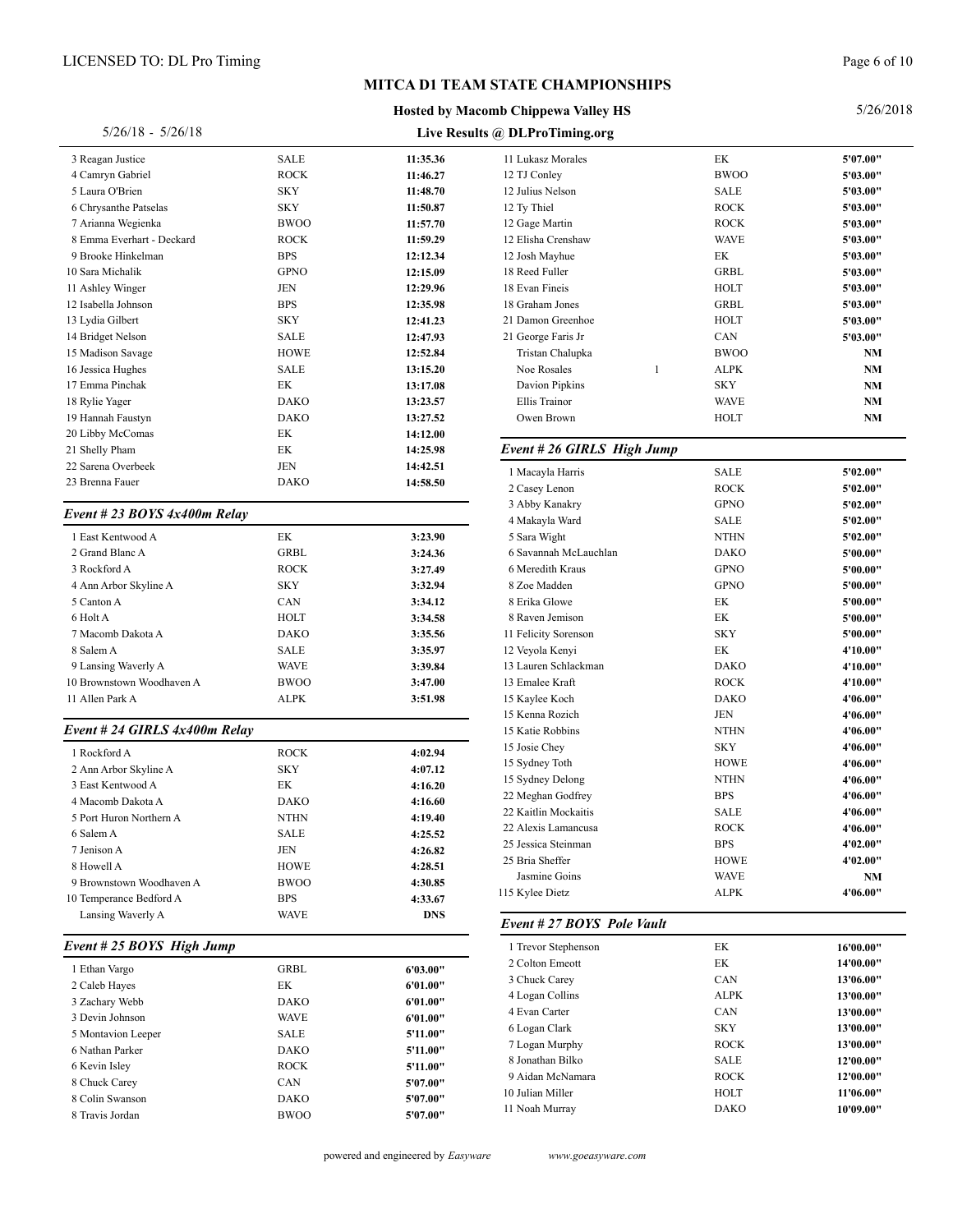# MITCA D1 TEAM STATE CHAMPIONSHIPS

**Hosted by Macomb Chippewa Valley HS**

5/26/18 - 5/26/18 | **Live Results @ DLProTiming.org** | 5/26/2018

| Place | Name | Team | Mark |
|---|---|---|---|
| 3 | Reagan Justice | SALE | **11:35.36** |
| 4 | Camryn Gabriel | ROCK | **11:46.27** |
| 5 | Laura O'Brien | SKY | **11:48.70** |
| 6 | Chrysanthe Patselas | SKY | **11:50.87** |
| 7 | Arianna Wegienka | BWOO | **11:57.70** |
| 8 | Emma Everhart - Deckard | ROCK | **11:59.29** |
| 9 | Brooke Hinkelman | BPS | **12:12.34** |
| 10 | Sara Michalik | GPNO | **12:15.09** |
| 11 | Ashley Winger | JEN | **12:29.96** |
| 12 | Isabella Johnson | BPS | **12:35.98** |
| 13 | Lydia Gilbert | SKY | **12:41.23** |
| 14 | Bridget Nelson | SALE | **12:47.93** |
| 15 | Madison Savage | HOWE | **12:52.84** |
| 16 | Jessica Hughes | SALE | **13:15.20** |
| 17 | Emma Pinchak | EK | **13:17.08** |
| 18 | Rylie Yager | DAKO | **13:23.57** |
| 19 | Hannah Faustyn | DAKO | **13:27.52** |
| 20 | Libby McComas | EK | **14:12.00** |
| 21 | Shelly Pham | EK | **14:25.98** |
| 22 | Sarena Overbeek | JEN | **14:42.51** |
| 23 | Brenna Fauer | DAKO | **14:58.50** |

## *Event # 23 BOYS 4x400m Relay*

| Place | Team | Abbr | Time |
|---|---|---|---|
| 1 | East Kentwood A | EK | **3:23.90** |
| 2 | Grand Blanc A | GRBL | **3:24.36** |
| 3 | Rockford A | ROCK | **3:27.49** |
| 4 | Ann Arbor Skyline A | SKY | **3:32.94** |
| 5 | Canton A | CAN | **3:34.12** |
| 6 | Holt A | HOLT | **3:34.58** |
| 7 | Macomb Dakota A | DAKO | **3:35.56** |
| 8 | Salem A | SALE | **3:35.97** |
| 9 | Lansing Waverly A | WAVE | **3:39.84** |
| 10 | Brownstown Woodhaven A | BWOO | **3:47.00** |
| 11 | Allen Park A | ALPK | **3:51.98** |

## *Event # 24 GIRLS 4x400m Relay*

| Place | Team | Abbr | Time |
|---|---|---|---|
| 1 | Rockford A | ROCK | **4:02.94** |
| 2 | Ann Arbor Skyline A | SKY | **4:07.12** |
| 3 | East Kentwood A | EK | **4:16.20** |
| 4 | Macomb Dakota A | DAKO | **4:16.60** |
| 5 | Port Huron Northern A | NTHN | **4:19.40** |
| 6 | Salem A | SALE | **4:25.52** |
| 7 | Jenison A | JEN | **4:26.82** |
| 8 | Howell A | HOWE | **4:28.51** |
| 9 | Brownstown Woodhaven A | BWOO | **4:30.85** |
| 10 | Temperance Bedford A | BPS | **4:33.67** |
| | Lansing Waverly A | WAVE | **DNS** |

## *Event # 25 BOYS High Jump*

| Place | Name | | Team | Mark |
|---|---|---|---|---|
| 1 | Ethan Vargo | | GRBL | **6'03.00"** |
| 2 | Caleb Hayes | | EK | **6'01.00"** |
| 3 | Zachary Webb | | DAKO | **6'01.00"** |
| 3 | Devin Johnson | | WAVE | **6'01.00"** |
| 5 | Montavion Leeper | | SALE | **5'11.00"** |
| 6 | Nathan Parker | | DAKO | **5'11.00"** |
| 6 | Kevin Isley | | ROCK | **5'11.00"** |
| 8 | Chuck Carey | | CAN | **5'07.00"** |
| 8 | Colin Swanson | | DAKO | **5'07.00"** |
| 8 | Travis Jordan | | BWOO | **5'07.00"** |
| 11 | Lukasz Morales | | EK | **5'07.00"** |
| 12 | TJ Conley | | BWOO | **5'03.00"** |
| 12 | Julius Nelson | | SALE | **5'03.00"** |
| 12 | Ty Thiel | | ROCK | **5'03.00"** |
| 12 | Gage Martin | | ROCK | **5'03.00"** |
| 12 | Elisha Crenshaw | | WAVE | **5'03.00"** |
| 12 | Josh Mayhue | | EK | **5'03.00"** |
| 18 | Reed Fuller | | GRBL | **5'03.00"** |
| 18 | Evan Fineis | | HOLT | **5'03.00"** |
| 18 | Graham Jones | | GRBL | **5'03.00"** |
| 21 | Damon Greenhoe | | HOLT | **5'03.00"** |
| 21 | George Faris Jr | | CAN | **5'03.00"** |
| | Tristan Chalupka | | BWOO | **NM** |
| | Noe Rosales | 1 | ALPK | **NM** |
| | Davion Pipkins | | SKY | **NM** |
| | Ellis Trainor | | WAVE | **NM** |
| | Owen Brown | | HOLT | **NM** |

## *Event # 26 GIRLS High Jump*

| Place | Name | Team | Mark |
|---|---|---|---|
| 1 | Macayla Harris | SALE | **5'02.00"** |
| 2 | Casey Lenon | ROCK | **5'02.00"** |
| 3 | Abby Kanakry | GPNO | **5'02.00"** |
| 4 | Makayla Ward | SALE | **5'02.00"** |
| 5 | Sara Wight | NTHN | **5'02.00"** |
| 6 | Savannah McLauchlan | DAKO | **5'00.00"** |
| 6 | Meredith Kraus | GPNO | **5'00.00"** |
| 8 | Zoe Madden | GPNO | **5'00.00"** |
| 8 | Erika Glowe | EK | **5'00.00"** |
| 8 | Raven Jemison | EK | **5'00.00"** |
| 11 | Felicity Sorenson | SKY | **5'00.00"** |
| 12 | Veyola Kenyi | EK | **4'10.00"** |
| 13 | Lauren Schlackman | DAKO | **4'10.00"** |
| 13 | Emalee Kraft | ROCK | **4'10.00"** |
| 15 | Kaylee Koch | DAKO | **4'06.00"** |
| 15 | Kenna Rozich | JEN | **4'06.00"** |
| 15 | Katie Robbins | NTHN | **4'06.00"** |
| 15 | Josie Chey | SKY | **4'06.00"** |
| 15 | Sydney Toth | HOWE | **4'06.00"** |
| 15 | Sydney Delong | NTHN | **4'06.00"** |
| 22 | Meghan Godfrey | BPS | **4'06.00"** |
| 22 | Kaitlin Mockaitis | SALE | **4'06.00"** |
| 22 | Alexis Lamancusa | ROCK | **4'06.00"** |
| 25 | Jessica Steinman | BPS | **4'02.00"** |
| 25 | Bria Sheffer | HOWE | **4'02.00"** |
| | Jasmine Goins | WAVE | **NM** |
| 115 | Kylee Dietz | ALPK | **4'06.00"** |

## *Event # 27 BOYS Pole Vault*

| Place | Name | Team | Mark |
|---|---|---|---|
| 1 | Trevor Stephenson | EK | **16'00.00"** |
| 2 | Colton Emeott | EK | **14'00.00"** |
| 3 | Chuck Carey | CAN | **13'06.00"** |
| 4 | Logan Collins | ALPK | **13'00.00"** |
| 4 | Evan Carter | CAN | **13'00.00"** |
| 6 | Logan Clark | SKY | **13'00.00"** |
| 7 | Logan Murphy | ROCK | **13'00.00"** |
| 8 | Jonathan Bilko | SALE | **12'00.00"** |
| 9 | Aidan McNamara | ROCK | **12'00.00"** |
| 10 | Julian Miller | HOLT | **11'06.00"** |
| 11 | Noah Murray | DAKO | **10'09.00"** |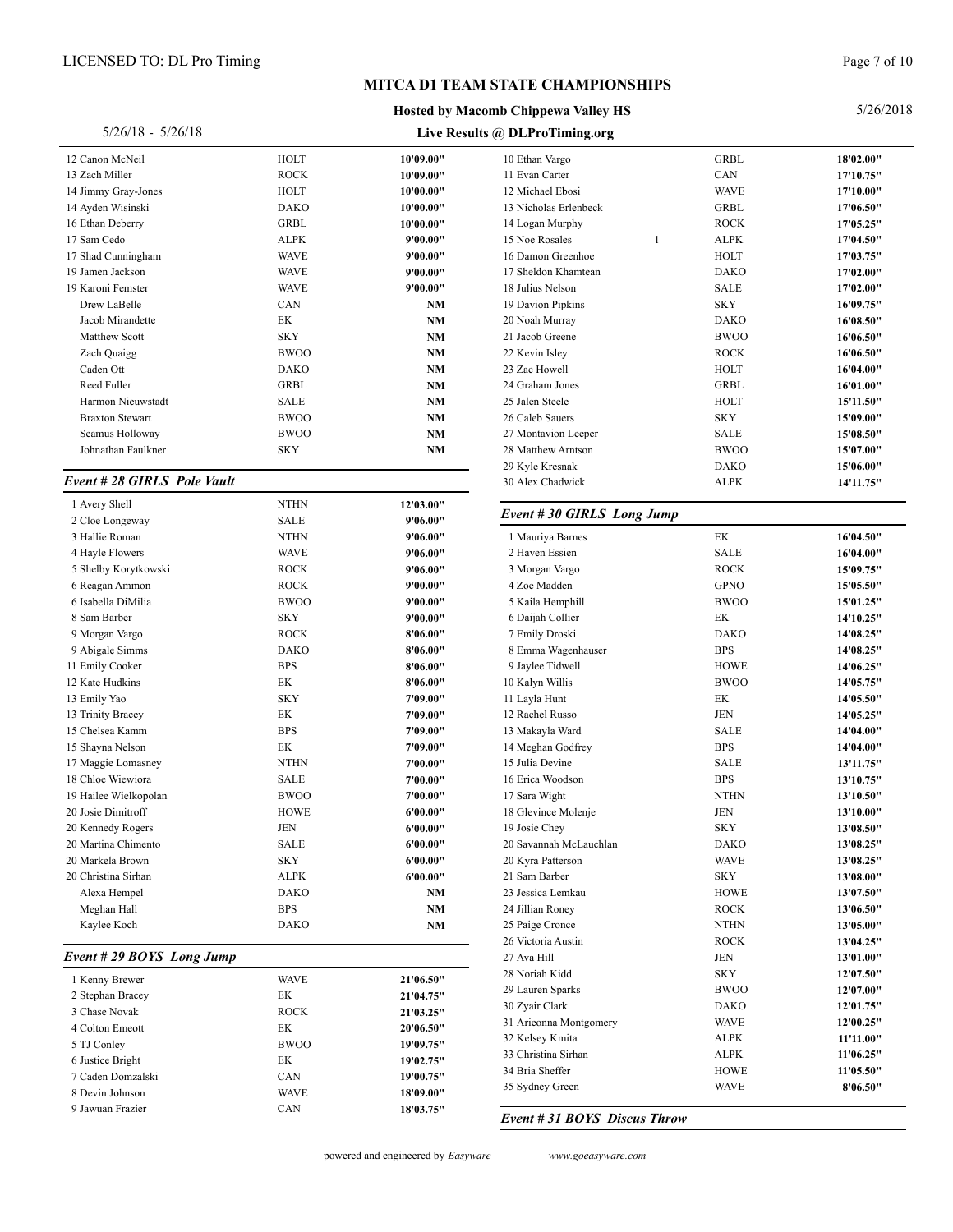# MITCA D1 TEAM STATE CHAMPIONSHIPS

**Hosted by Macomb Chippewa Valley HS**

5/26/18 - 5/26/18 — **Live Results @ DLProTiming.org** — 5/26/2018

| Place | Name | Team | Mark |
|---|---|---|---|
| 12 | Canon McNeil | HOLT | **10'09.00"** |
| 13 | Zach Miller | ROCK | **10'09.00"** |
| 14 | Jimmy Gray-Jones | HOLT | **10'00.00"** |
| 14 | Ayden Wisinski | DAKO | **10'00.00"** |
| 16 | Ethan Deberry | GRBL | **10'00.00"** |
| 17 | Sam Cedo | ALPK | **9'00.00"** |
| 17 | Shad Cunningham | WAVE | **9'00.00"** |
| 19 | Jamen Jackson | WAVE | **9'00.00"** |
| 19 | Karoni Femster | WAVE | **9'00.00"** |
| | Drew LaBelle | CAN | **NM** |
| | Jacob Mirandette | EK | **NM** |
| | Matthew Scott | SKY | **NM** |
| | Zach Quaigg | BWOO | **NM** |
| | Caden Ott | DAKO | **NM** |
| | Reed Fuller | GRBL | **NM** |
| | Harmon Nieuwstadt | SALE | **NM** |
| | Braxton Stewart | BWOO | **NM** |
| | Seamus Holloway | BWOO | **NM** |
| | Johnathan Faulkner | SKY | **NM** |

## *Event # 28 GIRLS Pole Vault*

| Place | Name | Team | Mark |
|---|---|---|---|
| 1 | Avery Shell | NTHN | **12'03.00"** |
| 2 | Cloe Longeway | SALE | **9'06.00"** |
| 3 | Hallie Roman | NTHN | **9'06.00"** |
| 4 | Hayle Flowers | WAVE | **9'06.00"** |
| 5 | Shelby Korytkowski | ROCK | **9'06.00"** |
| 6 | Reagan Ammon | ROCK | **9'00.00"** |
| 6 | Isabella DiMilia | BWOO | **9'00.00"** |
| 8 | Sam Barber | SKY | **9'00.00"** |
| 9 | Morgan Vargo | ROCK | **8'06.00"** |
| 9 | Abigale Simms | DAKO | **8'06.00"** |
| 11 | Emily Cooker | BPS | **8'06.00"** |
| 12 | Kate Hudkins | EK | **8'06.00"** |
| 13 | Emily Yao | SKY | **7'09.00"** |
| 13 | Trinity Bracey | EK | **7'09.00"** |
| 15 | Chelsea Kamm | BPS | **7'09.00"** |
| 15 | Shayna Nelson | EK | **7'09.00"** |
| 17 | Maggie Lomasney | NTHN | **7'00.00"** |
| 18 | Chloe Wiewiora | SALE | **7'00.00"** |
| 19 | Hailee Wielkopolan | BWOO | **7'00.00"** |
| 20 | Josie Dimitroff | HOWE | **6'00.00"** |
| 20 | Kennedy Rogers | JEN | **6'00.00"** |
| 20 | Martina Chimento | SALE | **6'00.00"** |
| 20 | Markela Brown | SKY | **6'00.00"** |
| 20 | Christina Sirhan | ALPK | **6'00.00"** |
| | Alexa Hempel | DAKO | **NM** |
| | Meghan Hall | BPS | **NM** |
| | Kaylee Koch | DAKO | **NM** |

## *Event # 29 BOYS Long Jump*

| Place | Name | | Team | Mark |
|---|---|---|---|---|
| 1 | Kenny Brewer | | WAVE | **21'06.50"** |
| 2 | Stephan Bracey | | EK | **21'04.75"** |
| 3 | Chase Novak | | ROCK | **21'03.25"** |
| 4 | Colton Emeott | | EK | **20'06.50"** |
| 5 | TJ Conley | | BWOO | **19'09.75"** |
| 6 | Justice Bright | | EK | **19'02.75"** |
| 7 | Caden Domzalski | | CAN | **19'00.75"** |
| 8 | Devin Johnson | | WAVE | **18'09.00"** |
| 9 | Jawuan Frazier | | CAN | **18'03.75"** |
| 10 | Ethan Vargo | | GRBL | **18'02.00"** |
| 11 | Evan Carter | | CAN | **17'10.75"** |
| 12 | Michael Ebosi | | WAVE | **17'10.00"** |
| 13 | Nicholas Erlenbeck | | GRBL | **17'06.50"** |
| 14 | Logan Murphy | | ROCK | **17'05.25"** |
| 15 | Noe Rosales | 1 | ALPK | **17'04.50"** |
| 16 | Damon Greenhoe | | HOLT | **17'03.75"** |
| 17 | Sheldon Khamtean | | DAKO | **17'02.00"** |
| 18 | Julius Nelson | | SALE | **17'02.00"** |
| 19 | Davion Pipkins | | SKY | **16'09.75"** |
| 20 | Noah Murray | | DAKO | **16'08.50"** |
| 21 | Jacob Greene | | BWOO | **16'06.50"** |
| 22 | Kevin Isley | | ROCK | **16'06.50"** |
| 23 | Zac Howell | | HOLT | **16'04.00"** |
| 24 | Graham Jones | | GRBL | **16'01.00"** |
| 25 | Jalen Steele | | HOLT | **15'11.50"** |
| 26 | Caleb Sauers | | SKY | **15'09.00"** |
| 27 | Montavion Leeper | | SALE | **15'08.50"** |
| 28 | Matthew Arntson | | BWOO | **15'07.00"** |
| 29 | Kyle Kresnak | | DAKO | **15'06.00"** |
| 30 | Alex Chadwick | | ALPK | **14'11.75"** |

## *Event # 30 GIRLS Long Jump*

| Place | Name | Team | Mark |
|---|---|---|---|
| 1 | Mauriya Barnes | EK | **16'04.50"** |
| 2 | Haven Essien | SALE | **16'04.00"** |
| 3 | Morgan Vargo | ROCK | **15'09.75"** |
| 4 | Zoe Madden | GPNO | **15'05.50"** |
| 5 | Kaila Hemphill | BWOO | **15'01.25"** |
| 6 | Daijah Collier | EK | **14'10.25"** |
| 7 | Emily Droski | DAKO | **14'08.25"** |
| 8 | Emma Wagenhauser | BPS | **14'08.25"** |
| 9 | Jaylee Tidwell | HOWE | **14'06.25"** |
| 10 | Kalyn Willis | BWOO | **14'05.75"** |
| 11 | Layla Hunt | EK | **14'05.50"** |
| 12 | Rachel Russo | JEN | **14'05.25"** |
| 13 | Makayla Ward | SALE | **14'04.00"** |
| 14 | Meghan Godfrey | BPS | **14'04.00"** |
| 15 | Julia Devine | SALE | **13'11.75"** |
| 16 | Erica Woodson | BPS | **13'10.75"** |
| 17 | Sara Wight | NTHN | **13'10.50"** |
| 18 | Glevince Molenje | JEN | **13'10.00"** |
| 19 | Josie Chey | SKY | **13'08.50"** |
| 20 | Savannah McLauchlan | DAKO | **13'08.25"** |
| 20 | Kyra Patterson | WAVE | **13'08.25"** |
| 21 | Sam Barber | SKY | **13'08.00"** |
| 23 | Jessica Lemkau | HOWE | **13'07.50"** |
| 24 | Jillian Roney | ROCK | **13'06.50"** |
| 25 | Paige Cronce | NTHN | **13'05.00"** |
| 26 | Victoria Austin | ROCK | **13'04.25"** |
| 27 | Ava Hill | JEN | **13'01.00"** |
| 28 | Noriah Kidd | SKY | **12'07.50"** |
| 29 | Lauren Sparks | BWOO | **12'07.00"** |
| 30 | Zyair Clark | DAKO | **12'01.75"** |
| 31 | Arieonna Montgomery | WAVE | **12'00.25"** |
| 32 | Kelsey Kmita | ALPK | **11'11.00"** |
| 33 | Christina Sirhan | ALPK | **11'06.25"** |
| 34 | Bria Sheffer | HOWE | **11'05.50"** |
| 35 | Sydney Green | WAVE | **8'06.50"** |

## *Event # 31 BOYS Discus Throw*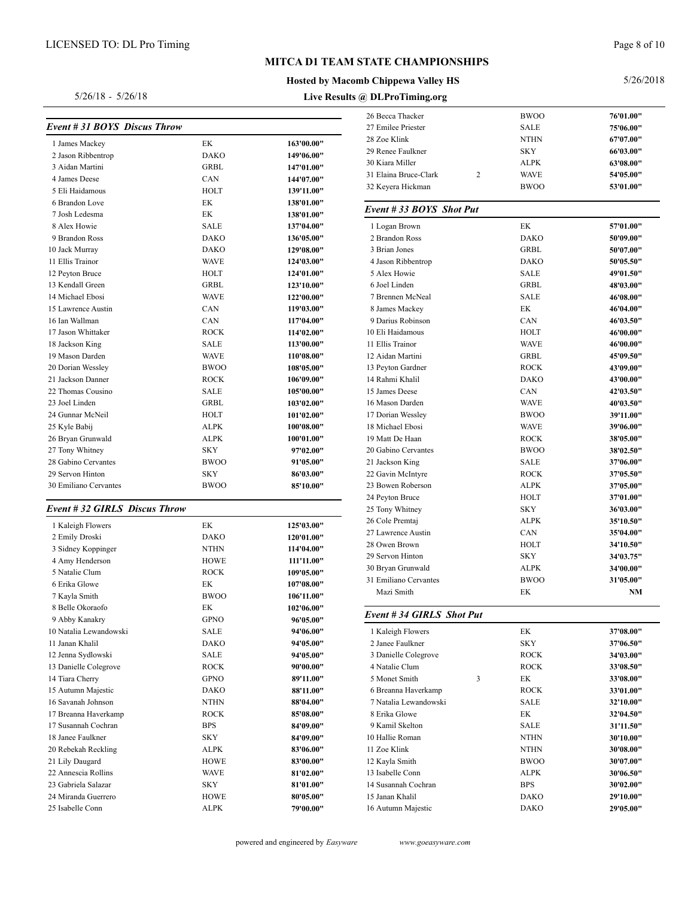# MITCA D1 TEAM STATE CHAMPIONSHIPS

**Hosted by Macomb Chippewa Valley HS**

**Live Results @ DLProTiming.org**

5/26/18 - 5/26/18

## *Event # 31 BOYS Discus Throw*

| Place | Name | Team | Mark |
|---|---|---|---|
| 1 | James Mackey | EK | **163'00.00"** |
| 2 | Jason Ribbentrop | DAKO | **149'06.00"** |
| 3 | Aidan Martini | GRBL | **147'01.00"** |
| 4 | James Deese | CAN | **144'07.00"** |
| 5 | Eli Haidamous | HOLT | **139'11.00"** |
| 6 | Brandon Love | EK | **138'01.00"** |
| 7 | Josh Ledesma | EK | **138'01.00"** |
| 8 | Alex Howie | SALE | **137'04.00"** |
| 9 | Brandon Ross | DAKO | **136'05.00"** |
| 10 | Jack Murray | DAKO | **129'08.00"** |
| 11 | Ellis Trainor | WAVE | **124'03.00"** |
| 12 | Peyton Bruce | HOLT | **124'01.00"** |
| 13 | Kendall Green | GRBL | **123'10.00"** |
| 14 | Michael Ebosi | WAVE | **122'00.00"** |
| 15 | Lawrence Austin | CAN | **119'03.00"** |
| 16 | Ian Wallman | CAN | **117'04.00"** |
| 17 | Jason Whittaker | ROCK | **114'02.00"** |
| 18 | Jackson King | SALE | **113'00.00"** |
| 19 | Mason Darden | WAVE | **110'08.00"** |
| 20 | Dorian Wessley | BWOO | **108'05.00"** |
| 21 | Jackson Danner | ROCK | **106'09.00"** |
| 22 | Thomas Cousino | SALE | **105'00.00"** |
| 23 | Joel Linden | GRBL | **103'02.00"** |
| 24 | Gunnar McNeil | HOLT | **101'02.00"** |
| 25 | Kyle Babij | ALPK | **100'08.00"** |
| 26 | Bryan Grunwald | ALPK | **100'01.00"** |
| 27 | Tony Whitney | SKY | **97'02.00"** |
| 28 | Gabino Cervantes | BWOO | **91'05.00"** |
| 29 | Servon Hinton | SKY | **86'03.00"** |
| 30 | Emiliano Cervantes | BWOO | **85'10.00"** |

## *Event # 32 GIRLS Discus Throw*

| Place | Name | Heat | Team | Mark |
|---|---|---|---|---|
| 1 | Kaleigh Flowers | | EK | **125'03.00"** |
| 2 | Emily Droski | | DAKO | **120'01.00"** |
| 3 | Sidney Koppinger | | NTHN | **114'04.00"** |
| 4 | Amy Henderson | | HOWE | **111'11.00"** |
| 5 | Natalie Clum | | ROCK | **109'05.00"** |
| 6 | Erika Glowe | | EK | **107'08.00"** |
| 7 | Kayla Smith | | BWOO | **106'11.00"** |
| 8 | Belle Okoraofo | | EK | **102'06.00"** |
| 9 | Abby Kanakry | | GPNO | **96'05.00"** |
| 10 | Natalia Lewandowski | | SALE | **94'06.00"** |
| 11 | Janan Khalil | | DAKO | **94'05.00"** |
| 12 | Jenna Sydlowski | | SALE | **94'05.00"** |
| 13 | Danielle Colegrove | | ROCK | **90'00.00"** |
| 14 | Tiara Cherry | | GPNO | **89'11.00"** |
| 15 | Autumn Majestic | | DAKO | **88'11.00"** |
| 16 | Savanah Johnson | | NTHN | **88'04.00"** |
| 17 | Breanna Haverkamp | | ROCK | **85'08.00"** |
| 17 | Susannah Cochran | | BPS | **84'09.00"** |
| 18 | Janee Faulkner | | SKY | **84'09.00"** |
| 20 | Rebekah Reckling | | ALPK | **83'06.00"** |
| 21 | Lily Daugard | | HOWE | **83'00.00"** |
| 22 | Annescia Rollins | | WAVE | **81'02.00"** |
| 23 | Gabriela Salazar | | SKY | **81'01.00"** |
| 24 | Miranda Guerrero | | HOWE | **80'05.00"** |
| 25 | Isabelle Conn | | ALPK | **79'00.00"** |
| 26 | Becca Thacker | | BWOO | **76'01.00"** |
| 27 | Emilee Priester | | SALE | **75'06.00"** |
| 28 | Zoe Klink | | NTHN | **67'07.00"** |
| 29 | Renee Faulkner | | SKY | **66'03.00"** |
| 30 | Kiara Miller | | ALPK | **63'08.00"** |
| 31 | Elaina Bruce-Clark | 2 | WAVE | **54'05.00"** |
| 32 | Keyera Hickman | | BWOO | **53'01.00"** |

## *Event # 33 BOYS Shot Put*

| Place | Name | Team | Mark |
|---|---|---|---|
| 1 | Logan Brown | EK | **57'01.00"** |
| 2 | Brandon Ross | DAKO | **50'09.00"** |
| 3 | Brian Jones | GRBL | **50'07.00"** |
| 4 | Jason Ribbentrop | DAKO | **50'05.50"** |
| 5 | Alex Howie | SALE | **49'01.50"** |
| 6 | Joel Linden | GRBL | **48'03.00"** |
| 7 | Brennen McNeal | SALE | **46'08.00"** |
| 8 | James Mackey | EK | **46'04.00"** |
| 9 | Darius Robinson | CAN | **46'03.50"** |
| 10 | Eli Haidamous | HOLT | **46'00.00"** |
| 11 | Ellis Trainor | WAVE | **46'00.00"** |
| 12 | Aidan Martini | GRBL | **45'09.50"** |
| 13 | Peyton Gardner | ROCK | **43'09.00"** |
| 14 | Rahmi Khalil | DAKO | **43'00.00"** |
| 15 | James Deese | CAN | **42'03.50"** |
| 16 | Mason Darden | WAVE | **40'03.50"** |
| 17 | Dorian Wessley | BWOO | **39'11.00"** |
| 18 | Michael Ebosi | WAVE | **39'06.00"** |
| 19 | Matt De Haan | ROCK | **38'05.00"** |
| 20 | Gabino Cervantes | BWOO | **38'02.50"** |
| 21 | Jackson King | SALE | **37'06.00"** |
| 22 | Gavin McIntyre | ROCK | **37'05.50"** |
| 23 | Bowen Roberson | ALPK | **37'05.00"** |
| 24 | Peyton Bruce | HOLT | **37'01.00"** |
| 25 | Tony Whitney | SKY | **36'03.00"** |
| 26 | Cole Premtaj | ALPK | **35'10.50"** |
| 27 | Lawrence Austin | CAN | **35'04.00"** |
| 28 | Owen Brown | HOLT | **34'10.50"** |
| 29 | Servon Hinton | SKY | **34'03.75"** |
| 30 | Bryan Grunwald | ALPK | **34'00.00"** |
| 31 | Emiliano Cervantes | BWOO | **31'05.00"** |
| | Mazi Smith | EK | **NM** |

## *Event # 34 GIRLS Shot Put*

| Place | Name | Heat | Team | Mark |
|---|---|---|---|---|
| 1 | Kaleigh Flowers | | EK | **37'08.00"** |
| 2 | Janee Faulkner | | SKY | **37'06.50"** |
| 3 | Danielle Colegrove | | ROCK | **34'03.00"** |
| 4 | Natalie Clum | | ROCK | **33'08.50"** |
| 5 | Monet Smith | 3 | EK | **33'08.00"** |
| 6 | Breanna Haverkamp | | ROCK | **33'01.00"** |
| 7 | Natalia Lewandowski | | SALE | **32'10.00"** |
| 8 | Erika Glowe | | EK | **32'04.50"** |
| 9 | Kamil Skelton | | SALE | **31'11.50"** |
| 10 | Hallie Roman | | NTHN | **30'10.00"** |
| 11 | Zoe Klink | | NTHN | **30'08.00"** |
| 12 | Kayla Smith | | BWOO | **30'07.00"** |
| 13 | Isabelle Conn | | ALPK | **30'06.50"** |
| 14 | Susannah Cochran | | BPS | **30'02.00"** |
| 15 | Janan Khalil | | DAKO | **29'10.00"** |
| 16 | Autumn Majestic | | DAKO | **29'05.00"** |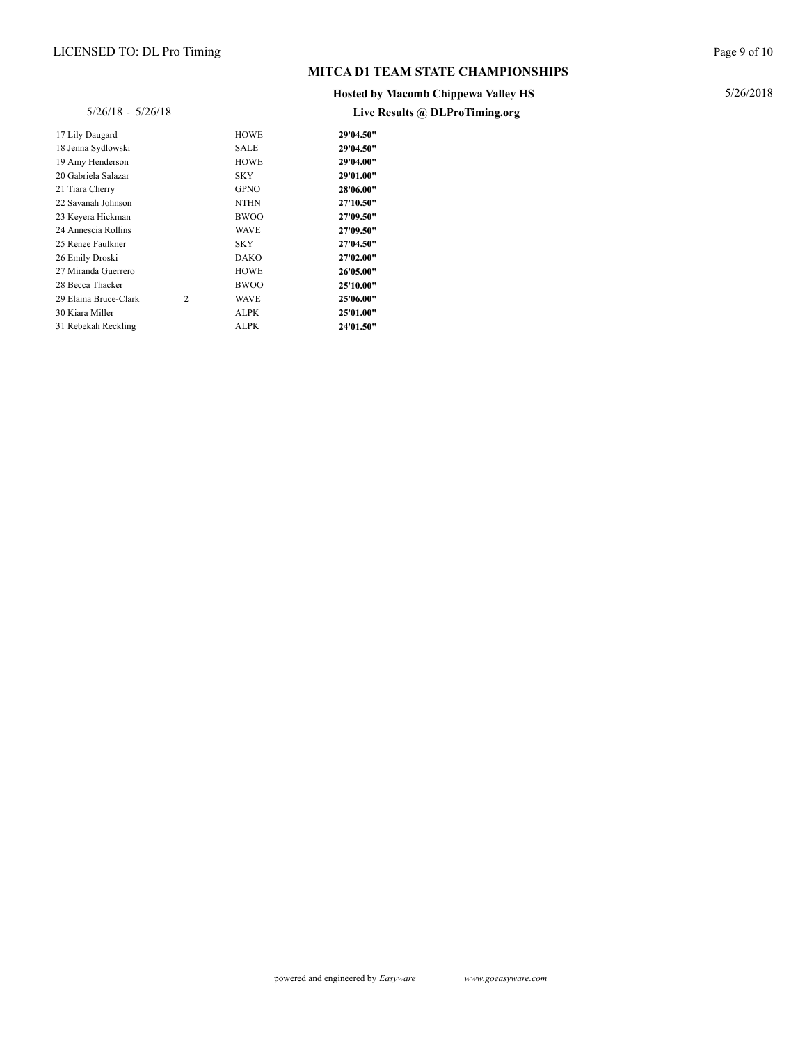| Place | Name | Year | School | Mark |
|---|---|---|---|---|
| 17 | Lily Daugard | | HOWE | **29'04.50"** |
| 18 | Jenna Sydlowski | | SALE | **29'04.50"** |
| 19 | Amy Henderson | | HOWE | **29'04.00"** |
| 20 | Gabriela Salazar | | SKY | **29'01.00"** |
| 21 | Tiara Cherry | | GPNO | **28'06.00"** |
| 22 | Savanah Johnson | | NTHN | **27'10.50"** |
| 23 | Keyera Hickman | | BWOO | **27'09.50"** |
| 24 | Annescia Rollins | | WAVE | **27'09.50"** |
| 25 | Renee Faulkner | | SKY | **27'04.50"** |
| 26 | Emily Droski | | DAKO | **27'02.00"** |
| 27 | Miranda Guerrero | | HOWE | **26'05.00"** |
| 28 | Becca Thacker | | BWOO | **25'10.00"** |
| 29 | Elaina Bruce-Clark | 2 | WAVE | **25'06.00"** |
| 30 | Kiara Miller | | ALPK | **25'01.00"** |
| 31 | Rebekah Reckling | | ALPK | **24'01.50"** |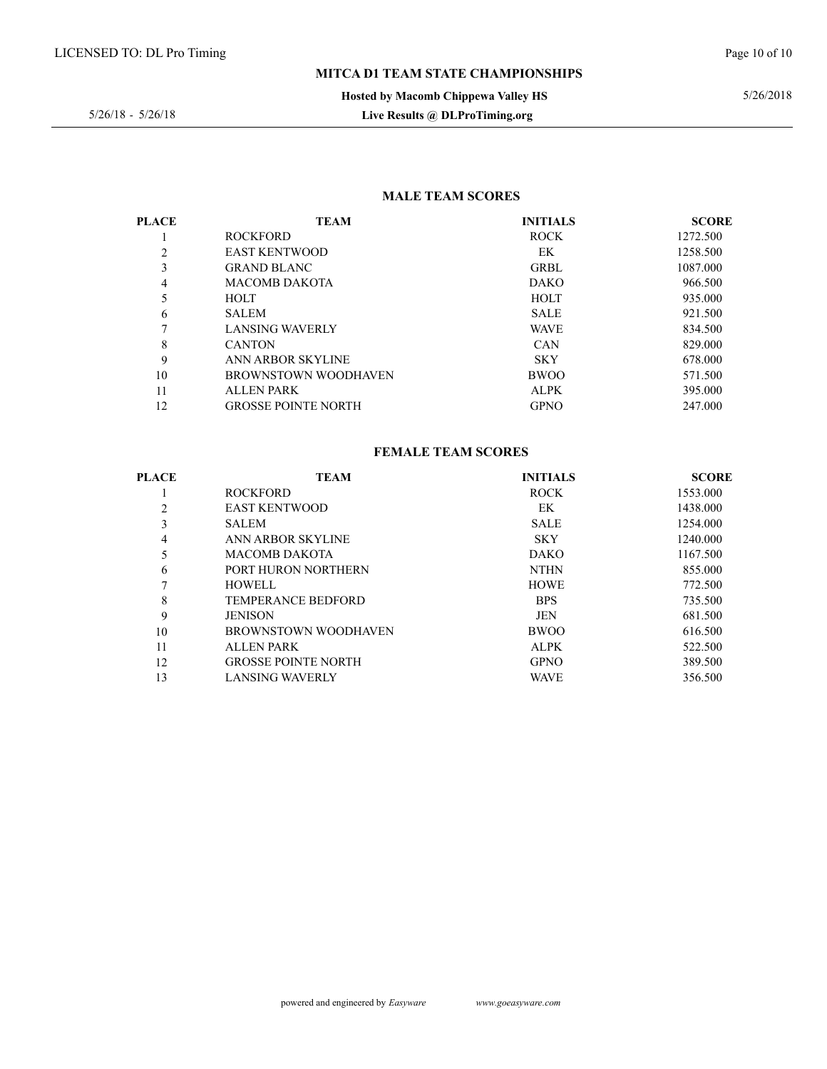## MALE TEAM SCORES

| PLACE | TEAM | INITIALS | SCORE |
|---|---|---|---|
| 1 | ROCKFORD | ROCK | 1272.500 |
| 2 | EAST KENTWOOD | EK | 1258.500 |
| 3 | GRAND BLANC | GRBL | 1087.000 |
| 4 | MACOMB DAKOTA | DAKO | 966.500 |
| 5 | HOLT | HOLT | 935.000 |
| 6 | SALEM | SALE | 921.500 |
| 7 | LANSING WAVERLY | WAVE | 834.500 |
| 8 | CANTON | CAN | 829.000 |
| 9 | ANN ARBOR SKYLINE | SKY | 678.000 |
| 10 | BROWNSTOWN WOODHAVEN | BWOO | 571.500 |
| 11 | ALLEN PARK | ALPK | 395.000 |
| 12 | GROSSE POINTE NORTH | GPNO | 247.000 |

## FEMALE TEAM SCORES

| PLACE | TEAM | INITIALS | SCORE |
|---|---|---|---|
| 1 | ROCKFORD | ROCK | 1553.000 |
| 2 | EAST KENTWOOD | EK | 1438.000 |
| 3 | SALEM | SALE | 1254.000 |
| 4 | ANN ARBOR SKYLINE | SKY | 1240.000 |
| 5 | MACOMB DAKOTA | DAKO | 1167.500 |
| 6 | PORT HURON NORTHERN | NTHN | 855.000 |
| 7 | HOWELL | HOWE | 772.500 |
| 8 | TEMPERANCE BEDFORD | BPS | 735.500 |
| 9 | JENISON | JEN | 681.500 |
| 10 | BROWNSTOWN WOODHAVEN | BWOO | 616.500 |
| 11 | ALLEN PARK | ALPK | 522.500 |
| 12 | GROSSE POINTE NORTH | GPNO | 389.500 |
| 13 | LANSING WAVERLY | WAVE | 356.500 |